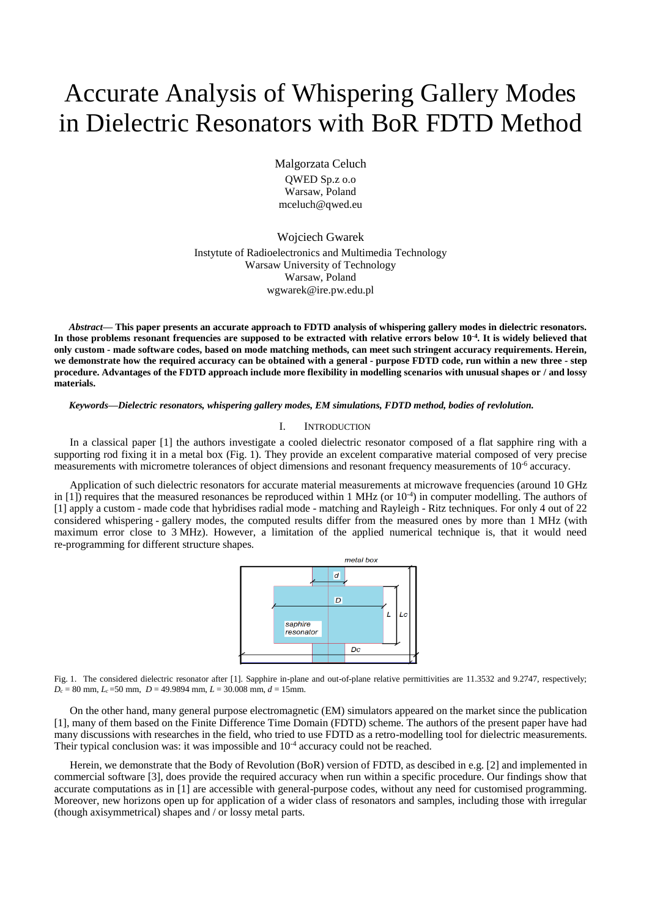# Accurate Analysis of Whispering Gallery Modes in Dielectric Resonators with BoR FDTD Method

Malgorzata Celuch
QWED Sp.z o.o
Warsaw, Poland
mceluch@qwed.eu

Wojciech Gwarek
Instytute of Radioelectronics and Multimedia Technology
Warsaw University of Technology
Warsaw, Poland
wgwarek@ire.pw.edu.pl

***Abstract*— This paper presents an accurate approach to FDTD analysis of whispering gallery modes in dielectric resonators. In those problems resonant frequencies are supposed to be extracted with relative errors below $10^{-4}$. It is widely believed that only custom - made software codes, based on mode matching methods, can meet such stringent accuracy requirements. Herein, we demonstrate how the required accuracy can be obtained with a general - purpose FDTD code, run within a new three - step procedure. Advantages of the FDTD approach include more flexibility in modelling scenarios with unusual shapes or / and lossy materials.**

***Keywords—Dielectric resonators, whispering gallery modes, EM simulations, FDTD method, bodies of revlolution.***

## I. Introduction

In a classical paper [1] the authors investigate a cooled dielectric resonator composed of a flat sapphire ring with a supporting rod fixing it in a metal box (Fig. 1). They provide an excelent comparative material composed of very precise measurements with micrometre tolerances of object dimensions and resonant frequency measurements of $10^{-6}$ accuracy.

Application of such dielectric resonators for accurate material measurements at microwave frequencies (around 10 GHz in [1]) requires that the measured resonances be reproduced within 1 MHz (or $10^{-4}$) in computer modelling. The authors of [1] apply a custom - made code that hybridises radial mode - matching and Rayleigh - Ritz techniques. For only 4 out of 22 considered whispering - gallery modes, the computed results differ from the measured ones by more than 1 MHz (with maximum error close to 3 MHz). However, a limitation of the applied numerical technique is, that it would need re-programming for different structure shapes.

Fig. 1. The considered dielectric resonator after [1]. Sapphire in-plane and out-of-plane relative permittivities are 11.3532 and 9.2747, respectively; $D_c$ = 80 mm, $L_c$ =50 mm, $D$ = 49.9894 mm, $L$ = 30.008 mm, $d$ = 15mm.

On the other hand, many general purpose electromagnetic (EM) simulators appeared on the market since the publication [1], many of them based on the Finite Difference Time Domain (FDTD) scheme. The authors of the present paper have had many discussions with researches in the field, who tried to use FDTD as a retro-modelling tool for dielectric measurements. Their typical conclusion was: it was impossible and $10^{-4}$ accuracy could not be reached.

Herein, we demonstrate that the Body of Revolution (BoR) version of FDTD, as descibed in e.g. [2] and implemented in commercial software [3], does provide the required accuracy when run within a specific procedure. Our findings show that accurate computations as in [1] are accessible with general-purpose codes, without any need for customised programming. Moreover, new horizons open up for application of a wider class of resonators and samples, including those with irregular (though axisymmetrical) shapes and / or lossy metal parts.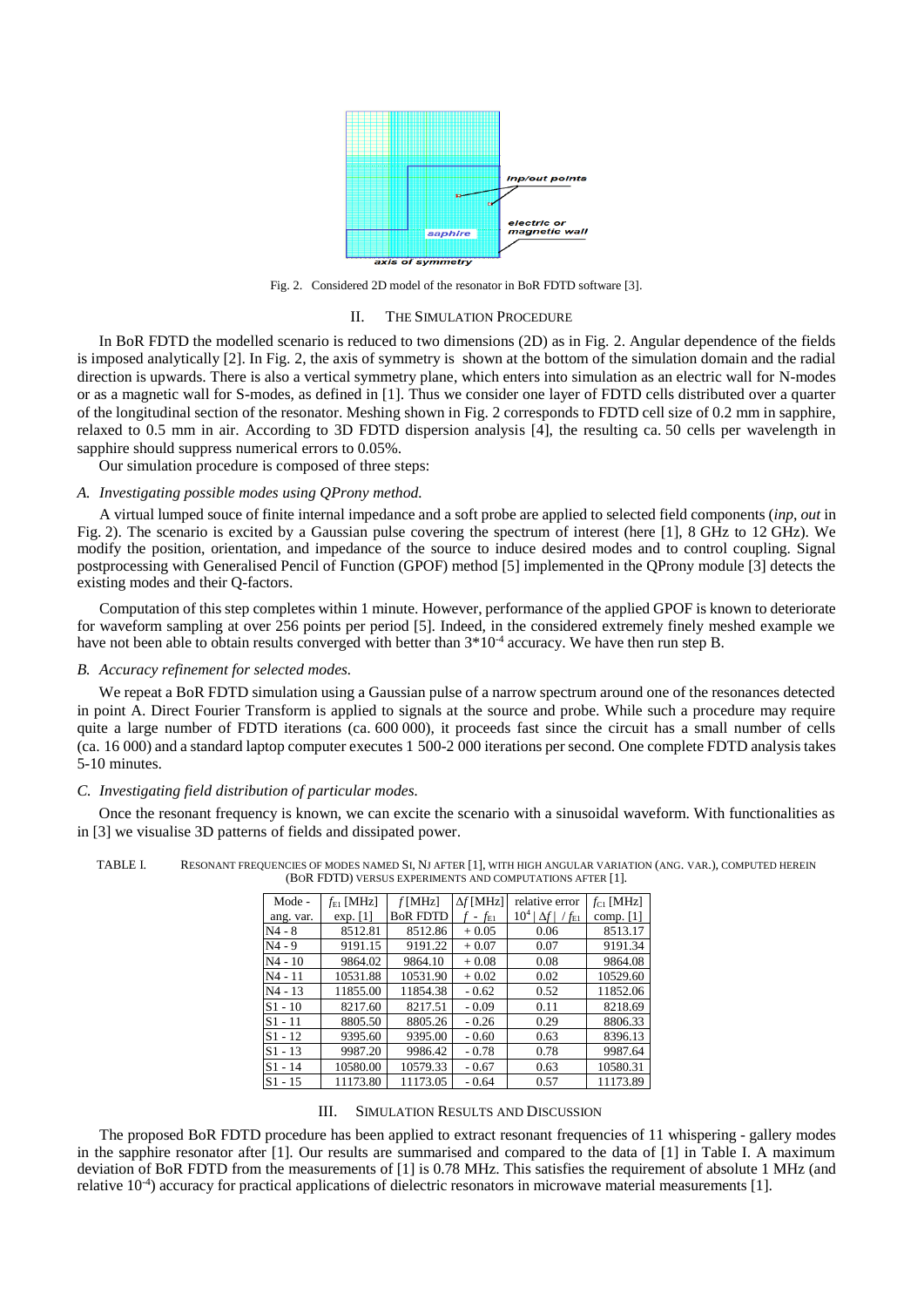Fig. 2. Considered 2D model of the resonator in BoR FDTD software [3].

## II. The Simulation Procedure

In BoR FDTD the modelled scenario is reduced to two dimensions (2D) as in Fig. 2. Angular dependence of the fields is imposed analytically [2]. In Fig. 2, the axis of symmetry is shown at the bottom of the simulation domain and the radial direction is upwards. There is also a vertical symmetry plane, which enters into simulation as an electric wall for N-modes or as a magnetic wall for S-modes, as defined in [1]. Thus we consider one layer of FDTD cells distributed over a quarter of the longitudinal section of the resonator. Meshing shown in Fig. 2 corresponds to FDTD cell size of 0.2 mm in sapphire, relaxed to 0.5 mm in air. According to 3D FDTD dispersion analysis [4], the resulting ca. 50 cells per wavelength in sapphire should suppress numerical errors to 0.05%.

Our simulation procedure is composed of three steps:

### A. Investigating possible modes using QProny method.

A virtual lumped souce of finite internal impedance and a soft probe are applied to selected field components (*inp*, *out* in Fig. 2). The scenario is excited by a Gaussian pulse covering the spectrum of interest (here [1], 8 GHz to 12 GHz). We modify the position, orientation, and impedance of the source to induce desired modes and to control coupling. Signal postprocessing with Generalised Pencil of Function (GPOF) method [5] implemented in the QProny module [3] detects the existing modes and their Q-factors.

Computation of this step completes within 1 minute. However, performance of the applied GPOF is known to deteriorate for waveform sampling at over 256 points per period [5]. Indeed, in the considered extremely finely meshed example we have not been able to obtain results converged with better than $3*10^{-4}$ accuracy. We have then run step B.

### B. Accuracy refinement for selected modes.

We repeat a BoR FDTD simulation using a Gaussian pulse of a narrow spectrum around one of the resonances detected in point A. Direct Fourier Transform is applied to signals at the source and probe. While such a procedure may require quite a large number of FDTD iterations (ca. 600 000), it proceeds fast since the circuit has a small number of cells (ca. 16 000) and a standard laptop computer executes 1 500-2 000 iterations per second. One complete FDTD analysis takes 5-10 minutes.

### C. Investigating field distribution of particular modes.

Once the resonant frequency is known, we can excite the scenario with a sinusoidal waveform. With functionalities as in [3] we visualise 3D patterns of fields and dissipated power.

TABLE I. Resonant frequencies of modes named Si, Nj after [1], with high angular variation (ang. var.), computed herein (BoR FDTD) versus experiments and computations after [1].

| Mode - ang. var. | $f_{E1}$ [MHz] exp. [1] | $f$ [MHz] BoR FDTD | $\Delta f$ [MHz] $f - f_{E1}$ | relative error $10^4 \mid \Delta f \mid / f_{E1}$ | $f_{C1}$ [MHz] comp. [1] |
|---|---|---|---|---|---|
| N4 - 8 | 8512.81 | 8512.86 | + 0.05 | 0.06 | 8513.17 |
| N4 - 9 | 9191.15 | 9191.22 | + 0.07 | 0.07 | 9191.34 |
| N4 - 10 | 9864.02 | 9864.10 | + 0.08 | 0.08 | 9864.08 |
| N4 - 11 | 10531.88 | 10531.90 | + 0.02 | 0.02 | 10529.60 |
| N4 - 13 | 11855.00 | 11854.38 | - 0.62 | 0.52 | 11852.06 |
| S1 - 10 | 8217.60 | 8217.51 | - 0.09 | 0.11 | 8218.69 |
| S1 - 11 | 8805.50 | 8805.26 | - 0.26 | 0.29 | 8806.33 |
| S1 - 12 | 9395.60 | 9395.00 | - 0.60 | 0.63 | 8396.13 |
| S1 - 13 | 9987.20 | 9986.42 | - 0.78 | 0.78 | 9987.64 |
| S1 - 14 | 10580.00 | 10579.33 | - 0.67 | 0.63 | 10580.31 |
| S1 - 15 | 11173.80 | 11173.05 | - 0.64 | 0.57 | 11173.89 |

## III. Simulation Results and Discussion

The proposed BoR FDTD procedure has been applied to extract resonant frequencies of 11 whispering - gallery modes in the sapphire resonator after [1]. Our results are summarised and compared to the data of [1] in Table I. A maximum deviation of BoR FDTD from the measurements of [1] is 0.78 MHz. This satisfies the requirement of absolute 1 MHz (and relative $10^{-4}$) accuracy for practical applications of dielectric resonators in microwave material measurements [1].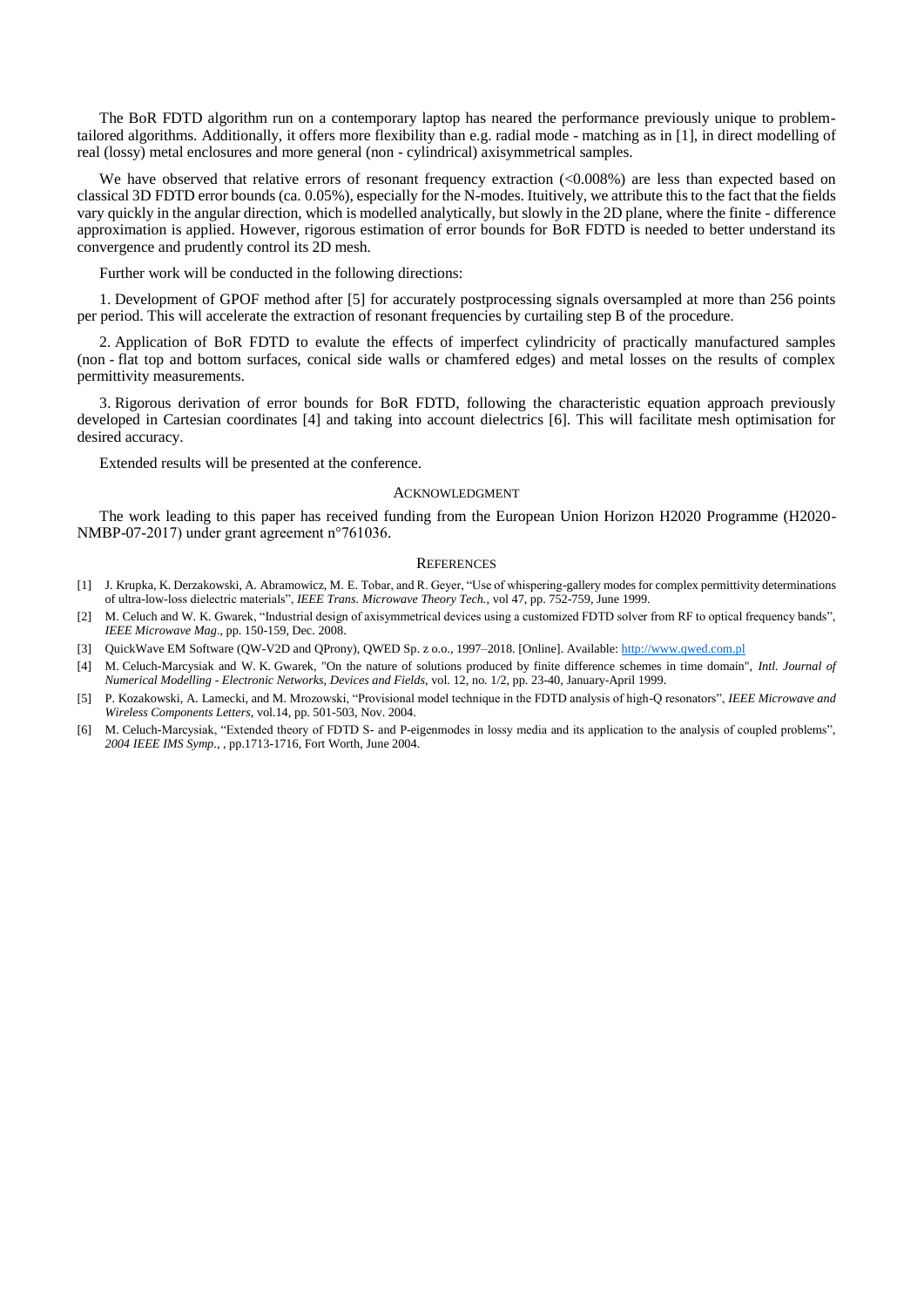The BoR FDTD algorithm run on a contemporary laptop has neared the performance previously unique to problem-tailored algorithms. Additionally, it offers more flexibility than e.g. radial mode - matching as in [1], in direct modelling of real (lossy) metal enclosures and more general (non - cylindrical) axisymmetrical samples.

We have observed that relative errors of resonant frequency extraction (<0.008%) are less than expected based on classical 3D FDTD error bounds (ca. 0.05%), especially for the N-modes. Ituitively, we attribute this to the fact that the fields vary quickly in the angular direction, which is modelled analytically, but slowly in the 2D plane, where the finite - difference approximation is applied. However, rigorous estimation of error bounds for BoR FDTD is needed to better understand its convergence and prudently control its 2D mesh.

Further work will be conducted in the following directions:

1. Development of GPOF method after [5] for accurately postprocessing signals oversampled at more than 256 points per period. This will accelerate the extraction of resonant frequencies by curtailing step B of the procedure.

2. Application of BoR FDTD to evalute the effects of imperfect cylindricity of practically manufactured samples (non - flat top and bottom surfaces, conical side walls or chamfered edges) and metal losses on the results of complex permittivity measurements.

3. Rigorous derivation of error bounds for BoR FDTD, following the characteristic equation approach previously developed in Cartesian coordinates [4] and taking into account dielectrics [6]. This will facilitate mesh optimisation for desired accuracy.

Extended results will be presented at the conference.

## Acknowledgment

The work leading to this paper has received funding from the European Union Horizon H2020 Programme (H2020-NMBP-07-2017) under grant agreement n°761036.

## References

[1] J. Krupka, K. Derzakowski, A. Abramowicz, M. E. Tobar, and R. Geyer, "Use of whispering-gallery modes for complex permittivity determinations of ultra-low-loss dielectric materials", *IEEE Trans. Microwave Theory Tech.*, vol 47, pp. 752-759, June 1999.

[2] M. Celuch and W. K. Gwarek, "Industrial design of axisymmetrical devices using a customized FDTD solver from RF to optical frequency bands", *IEEE Microwave Mag*., pp. 150-159, Dec. 2008.

[3] QuickWave EM Software (QW-V2D and QProny), QWED Sp. z o.o., 1997–2018. [Online]. Available: http://www.qwed.com.pl

[4] M. Celuch-Marcysiak and W. K. Gwarek, "On the nature of solutions produced by finite difference schemes in time domain", *Intl. Journal of Numerical Modelling - Electronic Networks, Devices and Fields*, vol. 12, no. 1/2, pp. 23-40, January-April 1999.

[5] P. Kozakowski, A. Lamecki, and M. Mrozowski, "Provisional model technique in the FDTD analysis of high-Q resonators", *IEEE Microwave and Wireless Components Letters*, vol.14, pp. 501-503, Nov. 2004.

[6] M. Celuch-Marcysiak, "Extended theory of FDTD S- and P-eigenmodes in lossy media and its application to the analysis of coupled problems", *2004 IEEE IMS Symp.*, , pp.1713-1716, Fort Worth, June 2004.